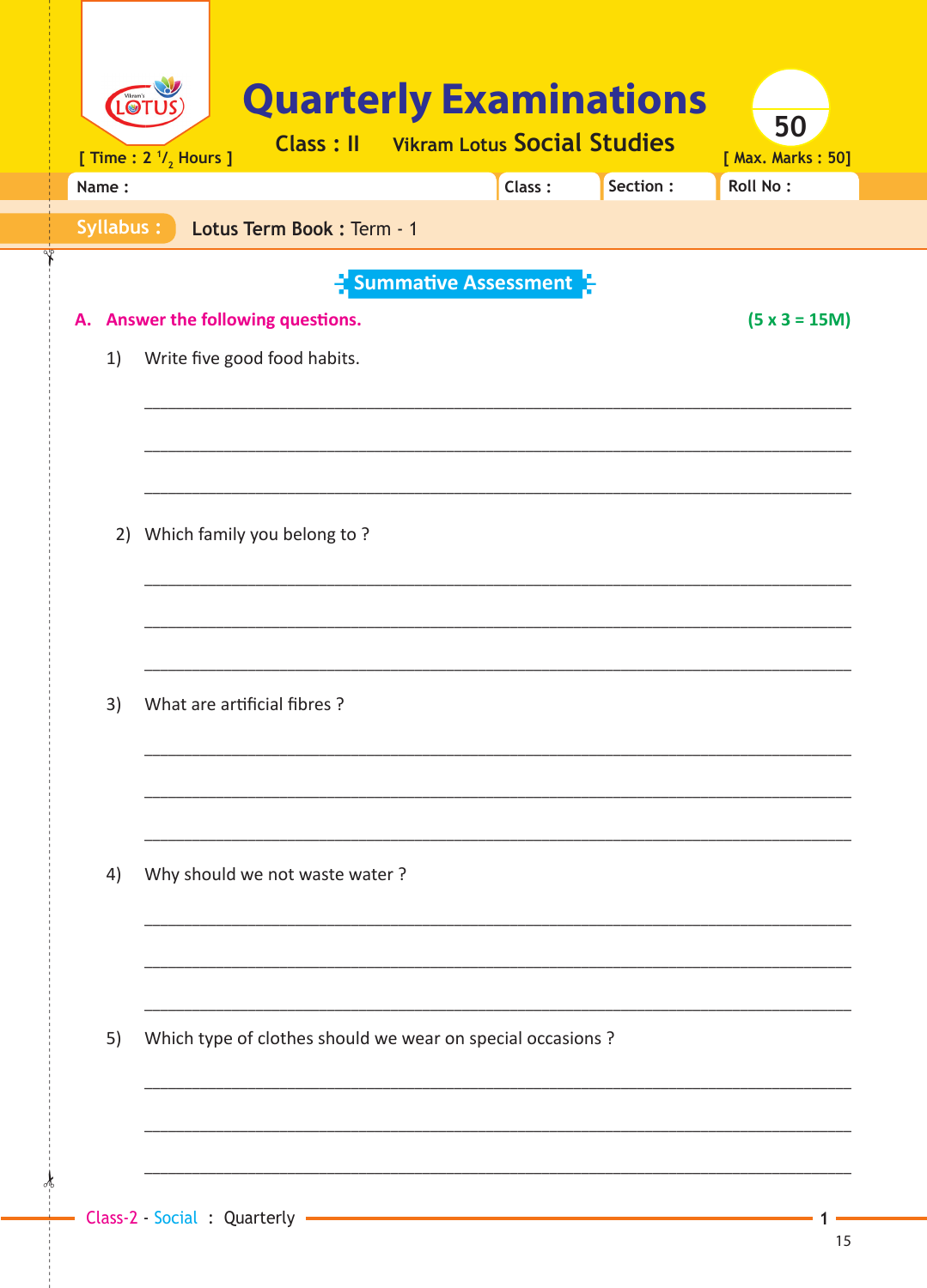# Quarterly Examinations

**Class : II** Vikram Lotus **Social Studies**

[ Time : 2 $^{1}/_{2}$ Hours ] [ Max. Marks : 50]

50

Name : | Class : | Section : | Roll No :

**Syllabus :** Lotus Term Book : Term - 1

## Summative Assessment

**A. Answer the following questions.** **(5 x 3 = 15M)**

1) Write five good food habits.

_______________________________________________

_______________________________________________

_______________________________________________

2) Which family you belong to ?

_______________________________________________

_______________________________________________

_______________________________________________

3) What are artificial fibres ?

_______________________________________________

_______________________________________________

_______________________________________________

4) Why should we not waste water ?

_______________________________________________

_______________________________________________

_______________________________________________

5) Which type of clothes should we wear on special occasions ?

_______________________________________________

_______________________________________________

_______________________________________________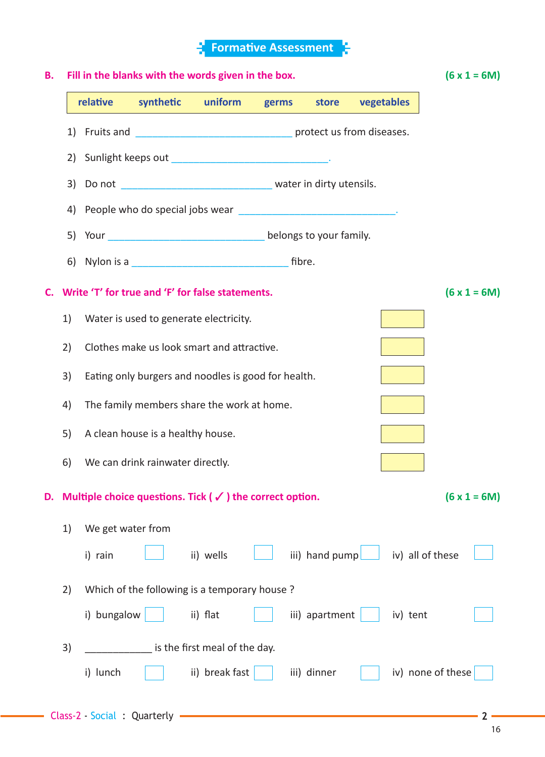## Formative Assessment

**B. Fill in the blanks with the words given in the box.** **(6 x 1 = 6M)**

| relative | synthetic | uniform | germs | store | vegetables |
|---|---|---|---|---|---|

1) Fruits and ______________________________ protect us from diseases.

2) Sunlight keeps out ______________________________.

3) Do not ______________________________ water in dirty utensils.

4) People who do special jobs wear ______________________________.

5) Your ______________________________ belongs to your family.

6) Nylon is a ______________________________ fibre.

**C. Write 'T' for true and 'F' for false statements.** **(6 x 1 = 6M)**

1) Water is used to generate electricity. [ ]

2) Clothes make us look smart and attractive. [ ]

3) Eating only burgers and noodles is good for health. [ ]

4) The family members share the work at home. [ ]

5) A clean house is a healthy house. [ ]

6) We can drink rainwater directly. [ ]

**D. Multiple choice questions. Tick ( ✓ ) the correct option.** **(6 x 1 = 6M)**

1) We get water from

i) rain [ ] ii) wells [ ] iii) hand pump [ ] iv) all of these [ ]

2) Which of the following is a temporary house ?

i) bungalow [ ] ii) flat [ ] iii) apartment [ ] iv) tent [ ]

3) ____________ is the first meal of the day.

i) lunch [ ] ii) break fast [ ] iii) dinner [ ] iv) none of these [ ]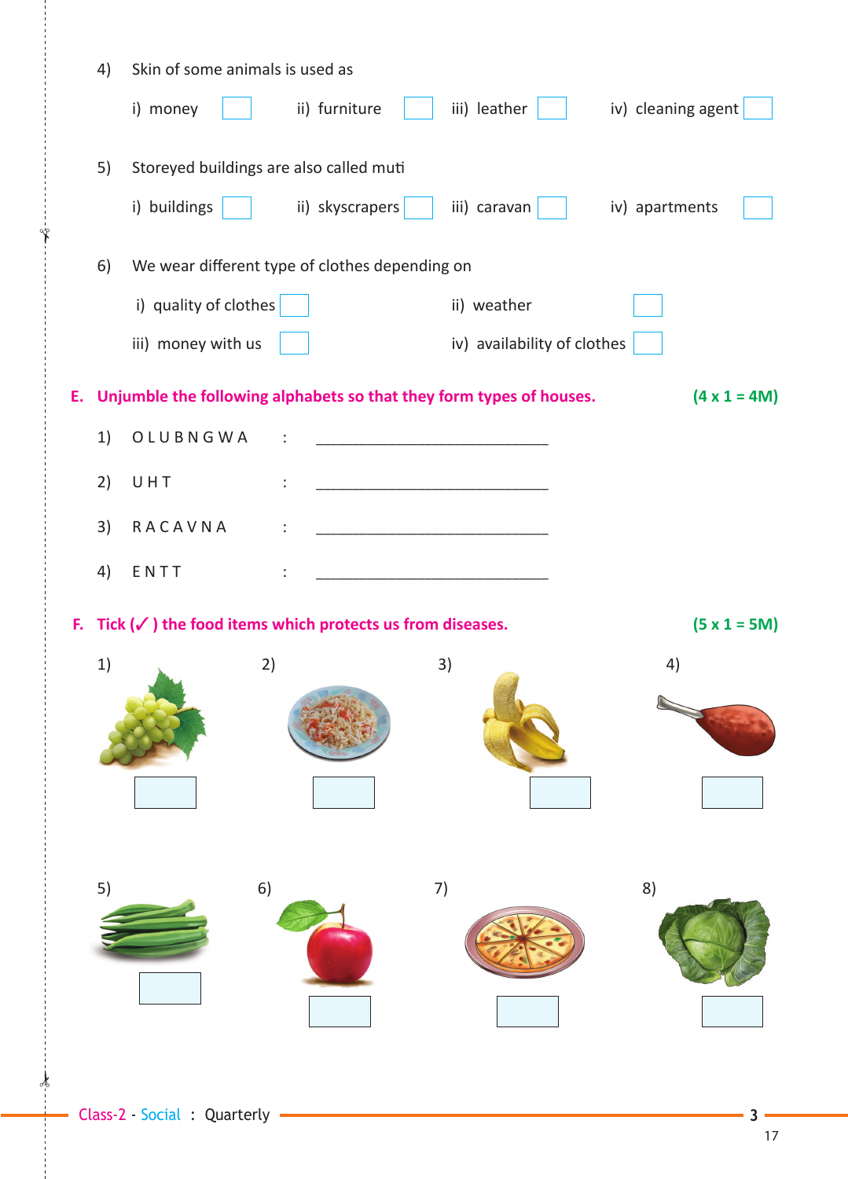4) Skin of some animals is used as

i) money ☐ ii) furniture ☐ iii) leather ☐ iv) cleaning agent ☐

5) Storeyed buildings are also called muti

i) buildings ☐ ii) skyscrapers ☐ iii) caravan ☐ iv) apartments ☐

6) We wear different type of clothes depending on

i) quality of clothes ☐ ii) weather ☐

iii) money with us ☐ iv) availability of clothes ☐

**E. Unjumble the following alphabets so that they form types of houses.** **(4 x 1 = 4M)**

1) O L U B N G W A : ______________________________

2) U H T : ______________________________

3) R A C A V N A : ______________________________

4) E N T T : ______________________________

**F. Tick (✓) the food items which protects us from diseases.** **(5 x 1 = 5M)**

1) ☐ 2) ☐ 3) ☐ 4) ☐

5) ☐ 6) ☐ 7) ☐ 8) ☐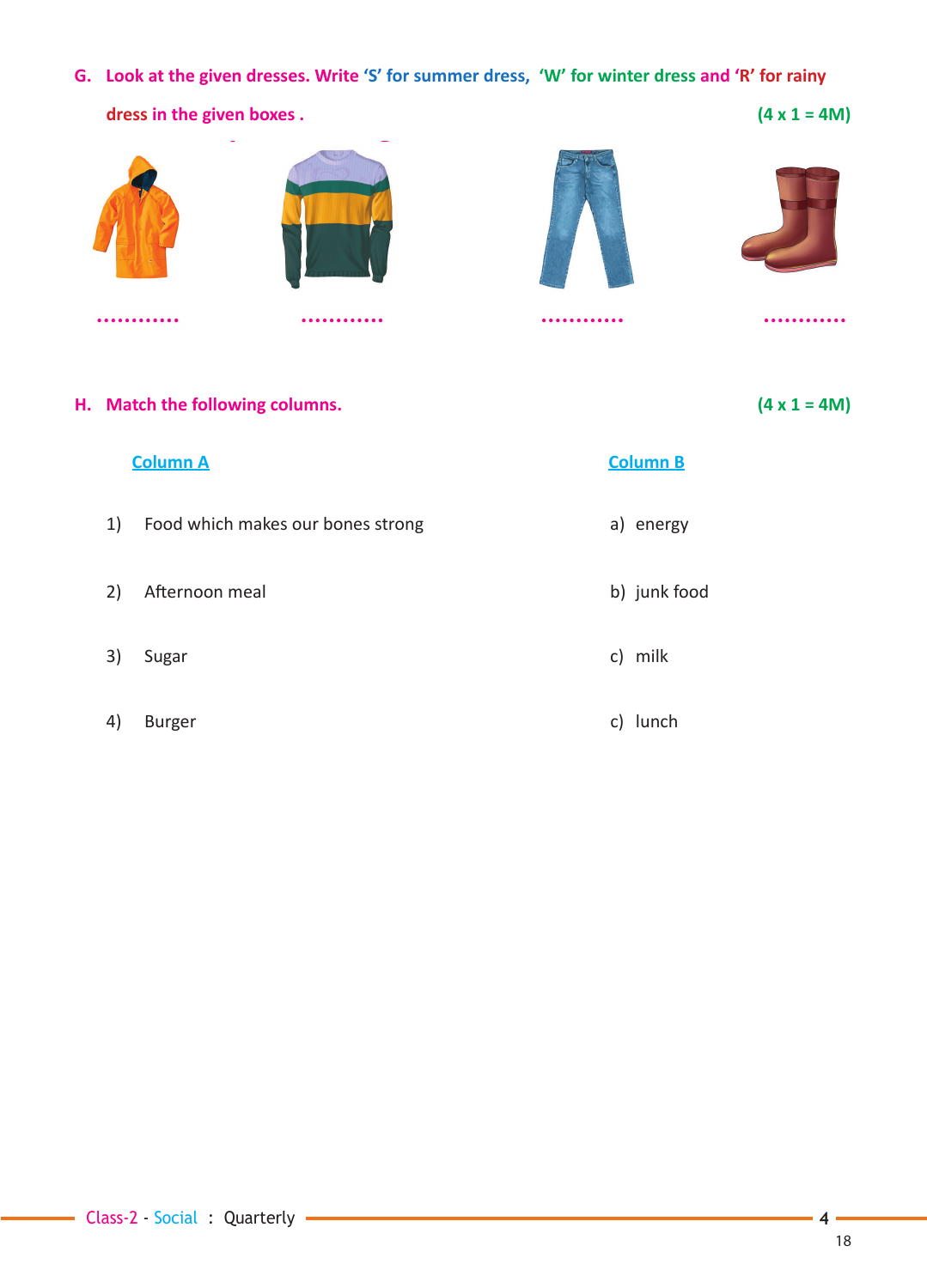G. Look at the given dresses. Write 'S' for summer dress, 'W' for winter dress and 'R' for rainy dress in the given boxes . (4 x 1 = 4M)

............ ............ ............ ............

H. Match the following columns. (4 x 1 = 4M)

| Column A | Column B |
|---|---|
| 1) Food which makes our bones strong | a) energy |
| 2) Afternoon meal | b) junk food |
| 3) Sugar | c) milk |
| 4) Burger | c) lunch |